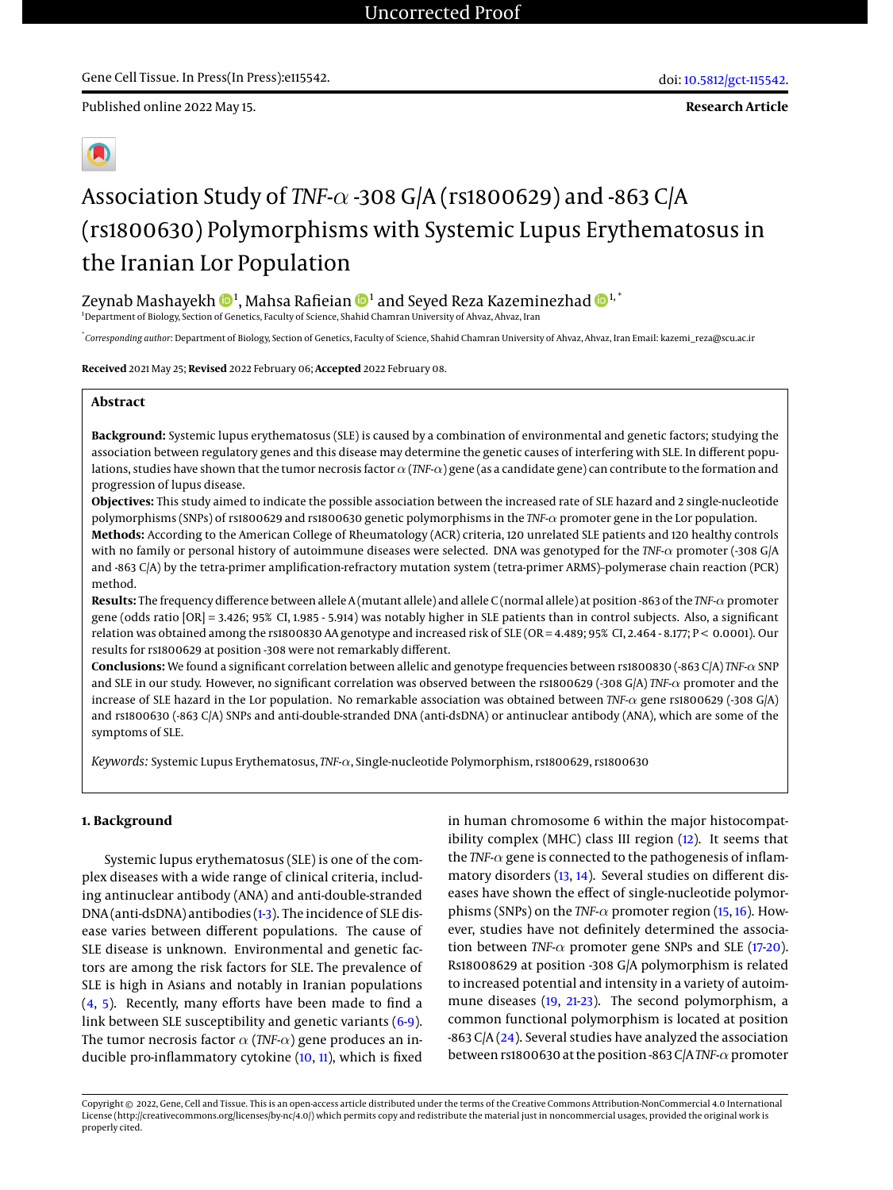Gene Cell Tissue. In Press(In Press):e115542.

doi: 10.5812/gct-115542.

Published online 2022 May 15.

**Research Article**

# Association Study of *TNF-α* -308 G/A (rs1800629) and -863 C/A (rs1800630) Polymorphisms with Systemic Lupus Erythematosus in the Iranian Lor Population

Zeynab Mashayekh [1], Mahsa Rafieian [1] and Seyed Reza Kazeminezhad [1,*]

[1] Department of Biology, Section of Genetics, Faculty of Science, Shahid Chamran University of Ahvaz, Ahvaz, Iran

[*] *Corresponding author*: Department of Biology, Section of Genetics, Faculty of Science, Shahid Chamran University of Ahvaz, Ahvaz, Iran Email: kazemi_reza@scu.ac.ir

**Received** 2021 May 25; **Revised** 2022 February 06; **Accepted** 2022 February 08.

## Abstract

**Background:** Systemic lupus erythematosus (SLE) is caused by a combination of environmental and genetic factors; studying the association between regulatory genes and this disease may determine the genetic causes of interfering with SLE. In different populations, studies have shown that the tumor necrosis factor α (*TNF-α*) gene (as a candidate gene) can contribute to the formation and progression of lupus disease.

**Objectives:** This study aimed to indicate the possible association between the increased rate of SLE hazard and 2 single-nucleotide polymorphisms (SNPs) of rs1800629 and rs1800630 genetic polymorphisms in the *TNF-α* promoter gene in the Lor population.

**Methods:** According to the American College of Rheumatology (ACR) criteria, 120 unrelated SLE patients and 120 healthy controls with no family or personal history of autoimmune diseases were selected. DNA was genotyped for the *TNF-α* promoter (-308 G/A and -863 C/A) by the tetra-primer amplification-refractory mutation system (tetra-primer ARMS)–polymerase chain reaction (PCR) method.

**Results:** The frequency difference between allele A (mutant allele) and allele C (normal allele) at position -863 of the *TNF-α* promoter gene (odds ratio [OR] = 3.426; 95% CI, 1.985 - 5.914) was notably higher in SLE patients than in control subjects. Also, a significant relation was obtained among the rs1800830 AA genotype and increased risk of SLE (OR = 4.489; 95% CI, 2.464 - 8.177; P < 0.0001). Our results for rs1800629 at position -308 were not remarkably different.

**Conclusions:** We found a significant correlation between allelic and genotype frequencies between rs1800830 (-863 C/A) *TNF-α* SNP and SLE in our study. However, no significant correlation was observed between the rs1800629 (-308 G/A) *TNF-α* promoter and the increase of SLE hazard in the Lor population. No remarkable association was obtained between *TNF-α* gene rs1800629 (-308 G/A) and rs1800630 (-863 C/A) SNPs and anti-double-stranded DNA (anti-dsDNA) or antinuclear antibody (ANA), which are some of the symptoms of SLE.

*Keywords:* Systemic Lupus Erythematosus, *TNF-α*, Single-nucleotide Polymorphism, rs1800629, rs1800630

## 1. Background

Systemic lupus erythematosus (SLE) is one of the complex diseases with a wide range of clinical criteria, including antinuclear antibody (ANA) and anti-double-stranded DNA (anti-dsDNA) antibodies (1-3). The incidence of SLE disease varies between different populations. The cause of SLE disease is unknown. Environmental and genetic factors are among the risk factors for SLE. The prevalence of SLE is high in Asians and notably in Iranian populations (4, 5). Recently, many efforts have been made to find a link between SLE susceptibility and genetic variants (6-9). The tumor necrosis factor α (*TNF-α*) gene produces an inducible pro-inflammatory cytokine (10, 11), which is fixed in human chromosome 6 within the major histocompatibility complex (MHC) class III region (12). It seems that the *TNF-α* gene is connected to the pathogenesis of inflammatory disorders (13, 14). Several studies on different diseases have shown the effect of single-nucleotide polymorphisms (SNPs) on the *TNF-α* promoter region (15, 16). However, studies have not definitely determined the association between *TNF-α* promoter gene SNPs and SLE (17-20). Rs18008629 at position -308 G/A polymorphism is related to increased potential and intensity in a variety of autoimmune diseases (19, 21-23). The second polymorphism, a common functional polymorphism is located at position -863 C/A (24). Several studies have analyzed the association between rs1800630 at the position -863 C/A *TNF-α* promoter

Copyright © 2022, Gene, Cell and Tissue. This is an open-access article distributed under the terms of the Creative Commons Attribution-NonCommercial 4.0 International License (http://creativecommons.org/licenses/by-nc/4.0/) which permits copy and redistribute the material just in noncommercial usages, provided the original work is properly cited.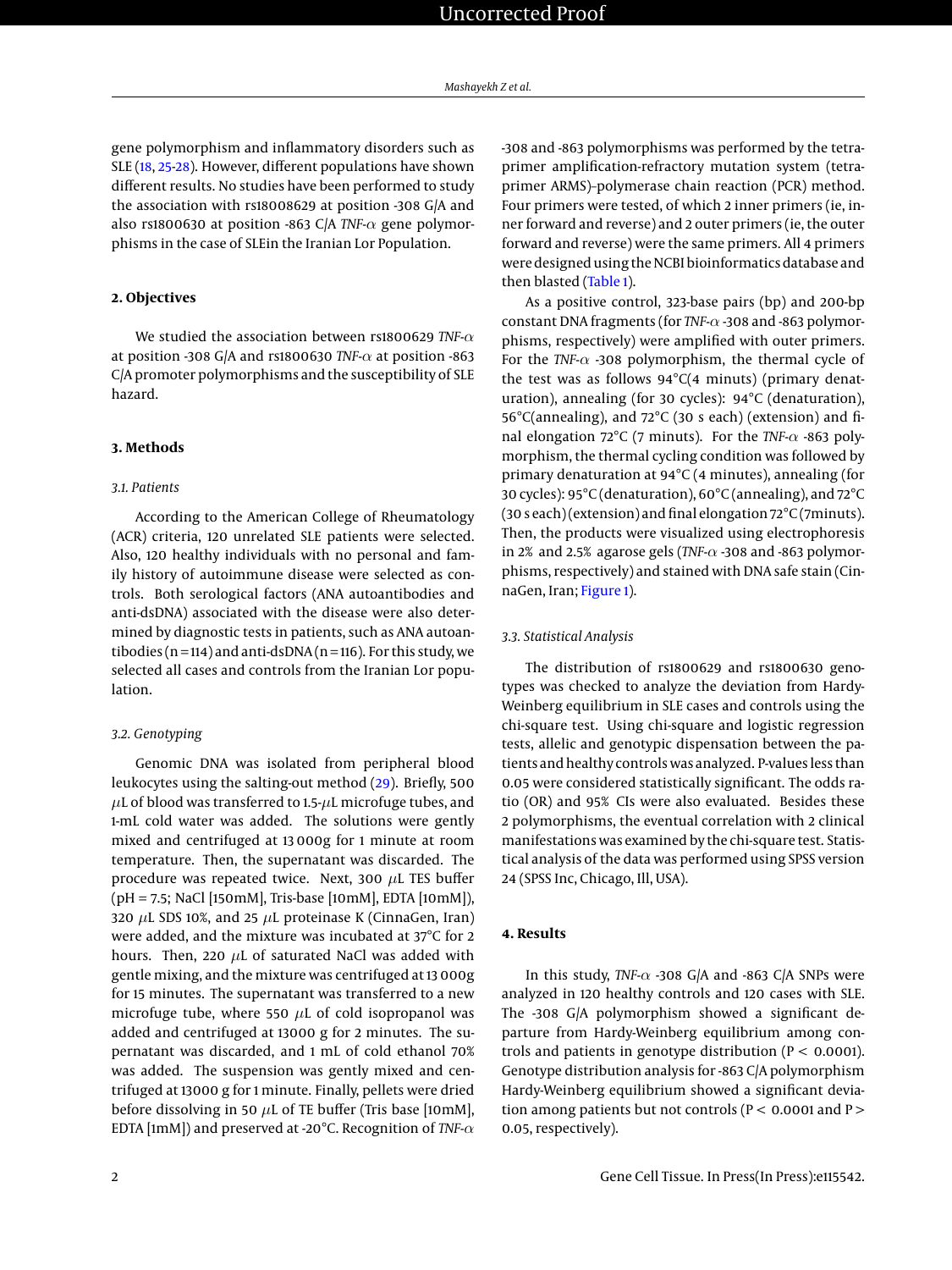gene polymorphism and inflammatory disorders such as SLE (18, 25-28). However, different populations have shown different results. No studies have been performed to study the association with rs18008629 at position -308 G/A and also rs1800630 at position -863 C/A *TNF-α* gene polymorphisms in the case of SLEin the Iranian Lor Population.

## 2. Objectives

We studied the association between rs1800629 *TNF-α* at position -308 G/A and rs1800630 *TNF-α* at position -863 C/A promoter polymorphisms and the susceptibility of SLE hazard.

## 3. Methods

### 3.1. Patients

According to the American College of Rheumatology (ACR) criteria, 120 unrelated SLE patients were selected. Also, 120 healthy individuals with no personal and family history of autoimmune disease were selected as controls. Both serological factors (ANA autoantibodies and anti-dsDNA) associated with the disease were also determined by diagnostic tests in patients, such as ANA autoantibodies (n = 114) and anti-dsDNA (n = 116). For this study, we selected all cases and controls from the Iranian Lor population.

### 3.2. Genotyping

Genomic DNA was isolated from peripheral blood leukocytes using the salting-out method (29). Briefly, 500 µL of blood was transferred to 1.5-µL microfuge tubes, and 1-mL cold water was added. The solutions were gently mixed and centrifuged at 13 000g for 1 minute at room temperature. Then, the supernatant was discarded. The procedure was repeated twice. Next, 300 µL TES buffer (pH = 7.5; NaCl [150mM], Tris-base [10mM], EDTA [10mM]), 320 µL SDS 10%, and 25 µL proteinase K (CinnaGen, Iran) were added, and the mixture was incubated at 37°C for 2 hours. Then, 220 µL of saturated NaCl was added with gentle mixing, and the mixture was centrifuged at 13 000g for 15 minutes. The supernatant was transferred to a new microfuge tube, where 550 µL of cold isopropanol was added and centrifuged at 13000 g for 2 minutes. The supernatant was discarded, and 1 mL of cold ethanol 70% was added. The suspension was gently mixed and centrifuged at 13000 g for 1 minute. Finally, pellets were dried before dissolving in 50 µL of TE buffer (Tris base [10mM], EDTA [1mM]) and preserved at -20°C. Recognition of *TNF-α* -308 and -863 polymorphisms was performed by the tetra-primer amplification-refractory mutation system (tetra-primer ARMS)–polymerase chain reaction (PCR) method. Four primers were tested, of which 2 inner primers (ie, inner forward and reverse) and 2 outer primers (ie, the outer forward and reverse) were the same primers. All 4 primers were designed using the NCBI bioinformatics database and then blasted (Table 1).

As a positive control, 323-base pairs (bp) and 200-bp constant DNA fragments (for *TNF-α* -308 and -863 polymorphisms, respectively) were amplified with outer primers. For the *TNF-α* -308 polymorphism, the thermal cycle of the test was as follows 94°C(4 minuts) (primary denaturation), annealing (for 30 cycles): 94°C (denaturation), 56°C(annealing), and 72°C (30 s each) (extension) and final elongation 72°C (7 minuts). For the *TNF-α* -863 polymorphism, the thermal cycling condition was followed by primary denaturation at 94°C (4 minutes), annealing (for 30 cycles): 95°C (denaturation), 60°C (annealing), and 72°C (30 s each) (extension) and final elongation 72°C (7minuts). Then, the products were visualized using electrophoresis in 2% and 2.5% agarose gels (*TNF-α* -308 and -863 polymorphisms, respectively) and stained with DNA safe stain (CinnaGen, Iran; Figure 1).

### 3.3. Statistical Analysis

The distribution of rs1800629 and rs1800630 genotypes was checked to analyze the deviation from Hardy-Weinberg equilibrium in SLE cases and controls using the chi-square test. Using chi-square and logistic regression tests, allelic and genotypic dispensation between the patients and healthy controls was analyzed. P-values less than 0.05 were considered statistically significant. The odds ratio (OR) and 95% CIs were also evaluated. Besides these 2 polymorphisms, the eventual correlation with 2 clinical manifestations was examined by the chi-square test. Statistical analysis of the data was performed using SPSS version 24 (SPSS Inc, Chicago, Ill, USA).

## 4. Results

In this study, *TNF-α* -308 G/A and -863 C/A SNPs were analyzed in 120 healthy controls and 120 cases with SLE. The -308 G/A polymorphism showed a significant departure from Hardy-Weinberg equilibrium among controls and patients in genotype distribution ($P < 0.0001$). Genotype distribution analysis for -863 C/A polymorphism Hardy-Weinberg equilibrium showed a significant deviation among patients but not controls ($P < 0.0001$ and $P > 0.05$, respectively).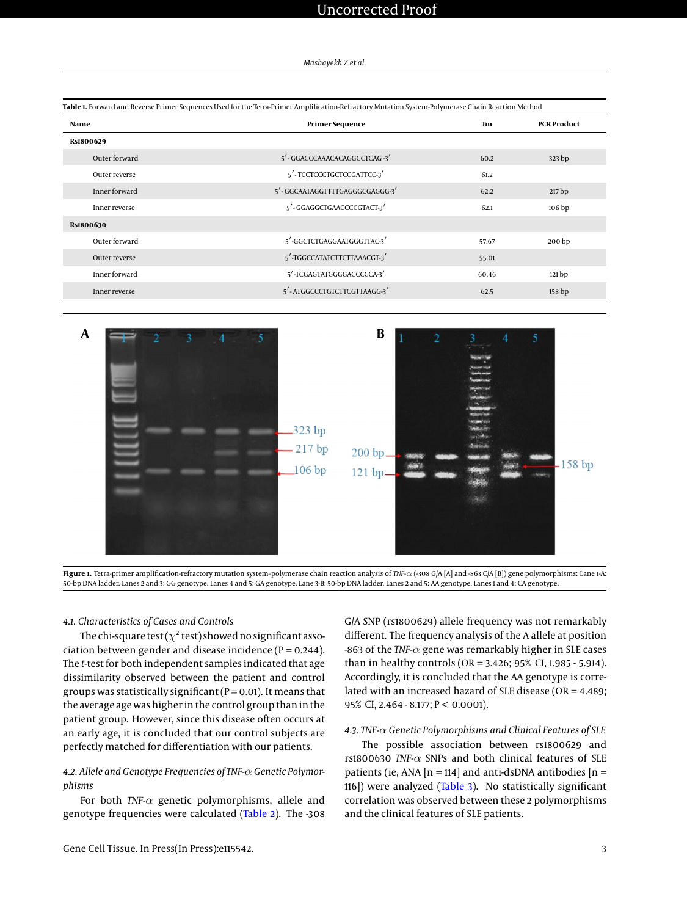**Table 1.** Forward and Reverse Primer Sequences Used for the Tetra-Primer Amplification-Refractory Mutation System-Polymerase Chain Reaction Method

| Name | Primer Sequence | Tm | PCR Product |
|---|---|---|---|
| **Rs1800629** | | | |
| Outer forward | 5′- GGACCCAAACACAGGCCTCAG -3′ | 60.2 | 323 bp |
| Outer reverse | 5′- TCCTCCCTGCTCCGATTCC-3′ | 61.2 | |
| Inner forward | 5′- GGCAATAGGTTTTGAGGGGCGAGGG-3′ | 62.2 | 217 bp |
| Inner reverse | 5′- GGAGGCTGAACCCCGTACT-3′ | 62.1 | 106 bp |
| **Rs1800630** | | | |
| Outer forward | 5′-GGCTCTGAGGAATGGGTTAC-3′ | 57.67 | 200 bp |
| Outer reverse | 5′-TGGCCATATCTTCTTAAACGT-3′ | 55.01 | |
| Inner forward | 5′-TCGAGTATGGGGACCCCCA-3′ | 60.46 | 121 bp |
| Inner reverse | 5′- ATGGCCCTGTCTTCGTTAAGG-3′ | 62.5 | 158 bp |

**Figure 1.** Tetra-primer amplification-refractory mutation system-polymerase chain reaction analysis of *TNF-α* (-308 G/A [A] and -863 C/A [B]) gene polymorphisms: Lane 1-A: 50-bp DNA ladder. Lanes 2 and 3: GG genotype. Lanes 4 and 5: GA genotype. Lane 3-B: 50-bp DNA ladder. Lanes 2 and 5: AA genotype. Lanes 1 and 4: CA genotype.

### 4.1. Characteristics of Cases and Controls

The chi-square test ($\chi^2$ test) showed no significant association between gender and disease incidence (P = 0.244). The *t*-test for both independent samples indicated that age dissimilarity observed between the patient and control groups was statistically significant (P = 0.01). It means that the average age was higher in the control group than in the patient group. However, since this disease often occurs at an early age, it is concluded that our control subjects are perfectly matched for differentiation with our patients.

### 4.2. Allele and Genotype Frequencies of TNF-α Genetic Polymorphisms

For both *TNF-α* genetic polymorphisms, allele and genotype frequencies were calculated (Table 2). The -308 G/A SNP (rs1800629) allele frequency was not remarkably different. The frequency analysis of the A allele at position -863 of the *TNF-α* gene was remarkably higher in SLE cases than in healthy controls (OR = 3.426; 95% CI, 1.985 - 5.914). Accordingly, it is concluded that the AA genotype is correlated with an increased hazard of SLE disease (OR = 4.489; 95% CI, 2.464 - 8.177; P < 0.0001).

### 4.3. TNF-α Genetic Polymorphisms and Clinical Features of SLE

The possible association between rs1800629 and rs1800630 *TNF-α* SNPs and both clinical features of SLE patients (ie, ANA [n = 114] and anti-dsDNA antibodies [n = 116]) were analyzed (Table 3). No statistically significant correlation was observed between these 2 polymorphisms and the clinical features of SLE patients.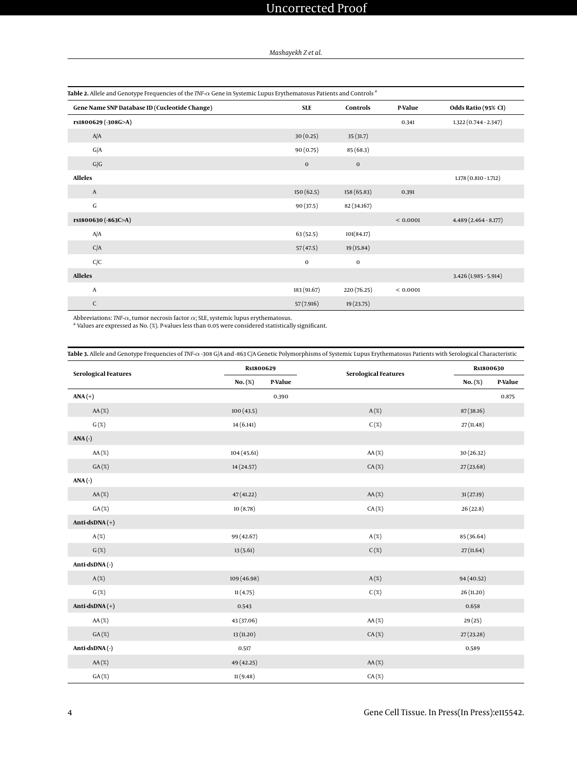**Table 2.** Allele and Genotype Frequencies of the *TNF-α* Gene in Systemic Lupus Erythematosus Patients and Controls [a]

| Gene Name SNP Database ID (Cucleotide Change) | SLE | Controls | P-Value | Odds Ratio (95% CI) |
|---|---|---|---|---|
| **rs1800629 (-308G>A)** | | | 0.341 | 1.322 (0.744 - 2.347) |
| A/A | 30 (0.25) | 35 (31.7) | | |
| G/A | 90 (0.75) | 85 (68.3) | | |
| G/G | 0 | 0 | | |
| **Alleles** | | | | 1.178 (0.810 - 1.712) |
| A | 150 (62.5) | 158 (65.83) | 0.391 | |
| G | 90 (37.5) | 82 (34.167) | | |
| **rs1800630 (-863C>A)** | | | < 0.0001 | 4.489 (2.464 - 8.177) |
| A/A | 63 (52.5) | 101(84.17) | | |
| C/A | 57 (47.5) | 19 (15.84) | | |
| C/C | 0 | 0 | | |
| **Alleles** | | | | 3.426 (1.985 - 5.914) |
| A | 183 (91.67) | 220 (76.25) | < 0.0001 | |
| C | 57 (7.916) | 19 (23.75) | | |

Abbreviations: *TNF-α*, tumor necrosis factor α; SLE, systemic lupus erythematosus.
[a] Values are expressed as No. (%). P-values less than 0.05 were considered statistically significant.

**Table 3.** Allele and Genotype Frequencies of *TNF-α* -308 G/A and -863 C/A Genetic Polymorphisms of Systemic Lupus Erythematosus Patients with Serological Characteristic

| Serological Features | Rs1800629 | | Serological Features | Rs1800630 | |
|---|---|---|---|---|---|
| | No. (%) | P-Value | | No. (%) | P-Value |
| **ANA (+)** | | 0.390 | | | 0.875 |
| AA (%) | 100 (43.5) | | A (%) | 87 (38.16) | |
| G (%) | 14 (6.141) | | C (%) | 27 (11.48) | |
| **ANA (-)** | | | | | |
| AA (%) | 104 (45.61) | | AA (%) | 30 (26.32) | |
| GA (%) | 14 (24.57) | | CA (%) | 27 (23.68) | |
| **ANA (-)** | | | | | |
| AA (%) | 47 (41.22) | | AA (%) | 31 (27.19) | |
| GA (%) | 10 (8.78) | | CA (%) | 26 (22.8) | |
| **Anti-dsDNA (+)** | | | | | |
| A (%) | 99 (42.67) | | A (%) | 85 (36.64) | |
| G (%) | 13 (5.61) | | C (%) | 27 (11.64) | |
| **Anti-dsDNA (-)** | | | | | |
| A (%) | 109 (46.98) | | A (%) | 94 (40.52) | |
| G (%) | 11 (4.75) | | C (%) | 26 (11.20) | |
| **Anti-dsDNA (+)** | 0.543 | | | 0.658 | |
| AA (%) | 43 (37.06) | | AA (%) | 29 (25) | |
| GA (%) | 13 (11.20) | | CA (%) | 27 (23.28) | |
| **Anti-dsDNA (-)** | 0.517 | | | 0.589 | |
| AA (%) | 49 (42.25) | | AA (%) | | |
| GA (%) | 11 (9.48) | | CA (%) | | |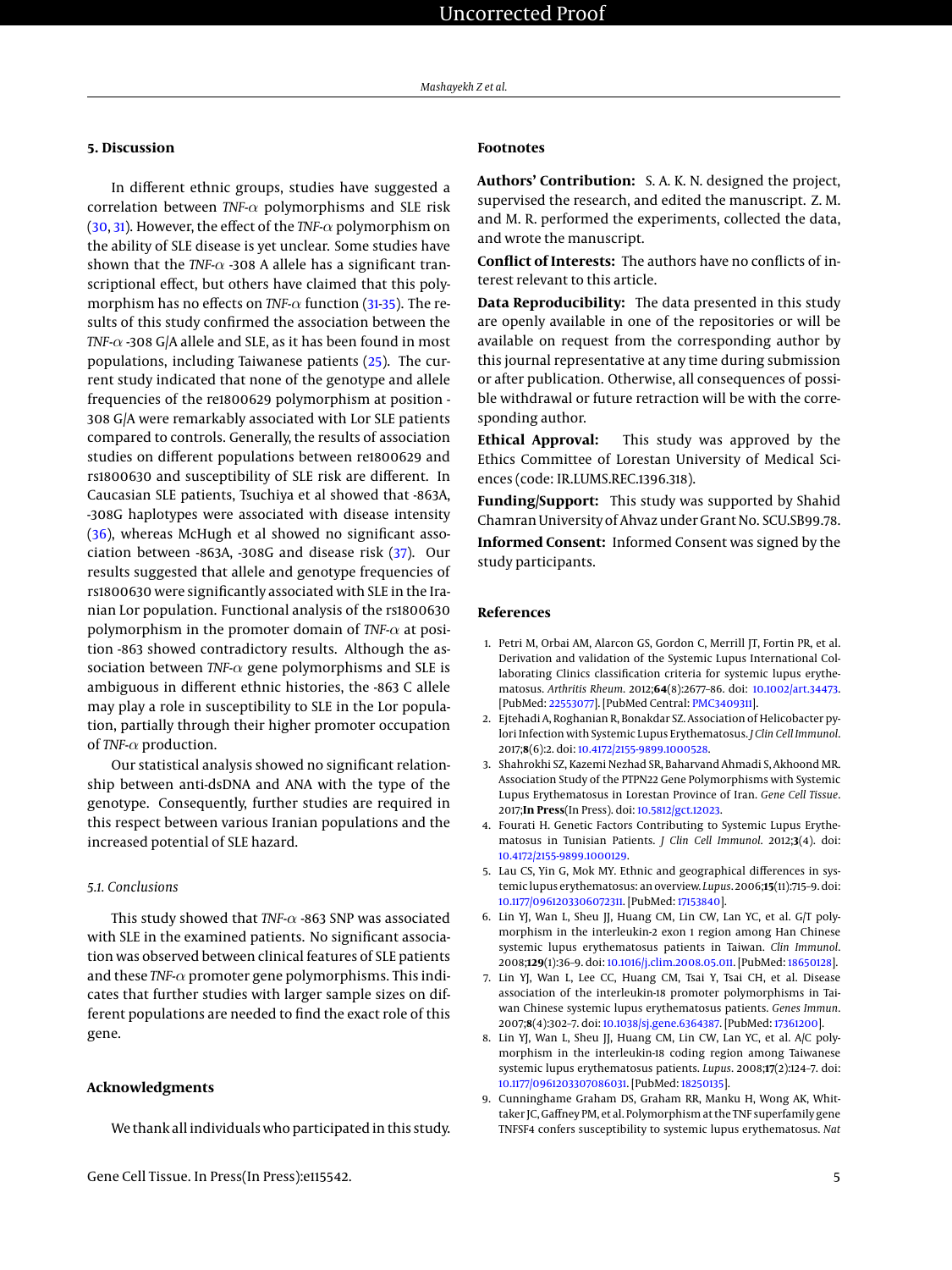## 5. Discussion

In different ethnic groups, studies have suggested a correlation between *TNF-α* polymorphisms and SLE risk (30, 31). However, the effect of the *TNF-α* polymorphism on the ability of SLE disease is yet unclear. Some studies have shown that the *TNF-α* -308 A allele has a significant transcriptional effect, but others have claimed that this polymorphism has no effects on *TNF-α* function (31-35). The results of this study confirmed the association between the *TNF-α* -308 G/A allele and SLE, as it has been found in most populations, including Taiwanese patients (25). The current study indicated that none of the genotype and allele frequencies of the re1800629 polymorphism at position -308 G/A were remarkably associated with Lor SLE patients compared to controls. Generally, the results of association studies on different populations between re1800629 and rs1800630 and susceptibility of SLE risk are different. In Caucasian SLE patients, Tsuchiya et al showed that -863A, -308G haplotypes were associated with disease intensity (36), whereas McHugh et al showed no significant association between -863A, -308G and disease risk (37). Our results suggested that allele and genotype frequencies of rs1800630 were significantly associated with SLE in the Iranian Lor population. Functional analysis of the rs1800630 polymorphism in the promoter domain of *TNF-α* at position -863 showed contradictory results. Although the association between *TNF-α* gene polymorphisms and SLE is ambiguous in different ethnic histories, the -863 C allele may play a role in susceptibility to SLE in the Lor population, partially through their higher promoter occupation of *TNF-α* production.

Our statistical analysis showed no significant relationship between anti-dsDNA and ANA with the type of the genotype. Consequently, further studies are required in this respect between various Iranian populations and the increased potential of SLE hazard.

### 5.1. Conclusions

This study showed that *TNF-α* -863 SNP was associated with SLE in the examined patients. No significant association was observed between clinical features of SLE patients and these *TNF-α* promoter gene polymorphisms. This indicates that further studies with larger sample sizes on different populations are needed to find the exact role of this gene.

## Acknowledgments

We thank all individuals who participated in this study.

## Footnotes

**Authors' Contribution:** S. A. K. N. designed the project, supervised the research, and edited the manuscript. Z. M. and M. R. performed the experiments, collected the data, and wrote the manuscript.

**Conflict of Interests:** The authors have no conflicts of interest relevant to this article.

**Data Reproducibility:** The data presented in this study are openly available in one of the repositories or will be available on request from the corresponding author by this journal representative at any time during submission or after publication. Otherwise, all consequences of possible withdrawal or future retraction will be with the corresponding author.

**Ethical Approval:** This study was approved by the Ethics Committee of Lorestan University of Medical Sciences (code: IR.LUMS.REC.1396.318).

**Funding/Support:** This study was supported by Shahid Chamran University of Ahvaz under Grant No. SCU.SB99.78.

**Informed Consent:** Informed Consent was signed by the study participants.

## References

1. Petri M, Orbai AM, Alarcon GS, Gordon C, Merrill JT, Fortin PR, et al. Derivation and validation of the Systemic Lupus International Collaborating Clinics classification criteria for systemic lupus erythematosus. *Arthritis Rheum*. 2012;**64**(8):2677–86. doi: 10.1002/art.34473. [PubMed: 22553077]. [PubMed Central: PMC3409311].
2. Ejtehadi A, Roghanian R, Bonakdar SZ. Association of Helicobacter pylori Infection with Systemic Lupus Erythematosus. *J Clin Cell Immunol*. 2017;**8**(6):2. doi: 10.4172/2155-9899.1000528.
3. Shahrokhi SZ, Kazemi Nezhad SR, Baharvand Ahmadi S, Akhoond MR. Association Study of the PTPN22 Gene Polymorphisms with Systemic Lupus Erythematosus in Lorestan Province of Iran. *Gene Cell Tissue*. 2017;**In Press**(In Press). doi: 10.5812/gct.12023.
4. Fourati H. Genetic Factors Contributing to Systemic Lupus Erythematosus in Tunisian Patients. *J Clin Cell Immunol*. 2012;**3**(4). doi: 10.4172/2155-9899.1000129.
5. Lau CS, Yin G, Mok MY. Ethnic and geographical differences in systemic lupus erythematosus: an overview. *Lupus*. 2006;**15**(11):715–9. doi: 10.1177/0961203306072311. [PubMed: 17153840].
6. Lin YJ, Wan L, Sheu JJ, Huang CM, Lin CW, Lan YC, et al. G/T polymorphism in the interleukin-2 exon 1 region among Han Chinese systemic lupus erythematosus patients in Taiwan. *Clin Immunol*. 2008;**129**(1):36–9. doi: 10.1016/j.clim.2008.05.011. [PubMed: 18650128].
7. Lin YJ, Wan L, Lee CC, Huang CM, Tsai Y, Tsai CH, et al. Disease association of the interleukin-18 promoter polymorphisms in Taiwan Chinese systemic lupus erythematosus patients. *Genes Immun*. 2007;**8**(4):302–7. doi: 10.1038/sj.gene.6364387. [PubMed: 17361200].
8. Lin YJ, Wan L, Sheu JJ, Huang CM, Lin CW, Lan YC, et al. A/C polymorphism in the interleukin-18 coding region among Taiwanese systemic lupus erythematosus patients. *Lupus*. 2008;**17**(2):124–7. doi: 10.1177/0961203307086031. [PubMed: 18250135].
9. Cunninghame Graham DS, Graham RR, Manku H, Wong AK, Whittaker JC, Gaffney PM, et al. Polymorphism at the TNF superfamily gene TNFSF4 confers susceptibility to systemic lupus erythematosus. *Nat*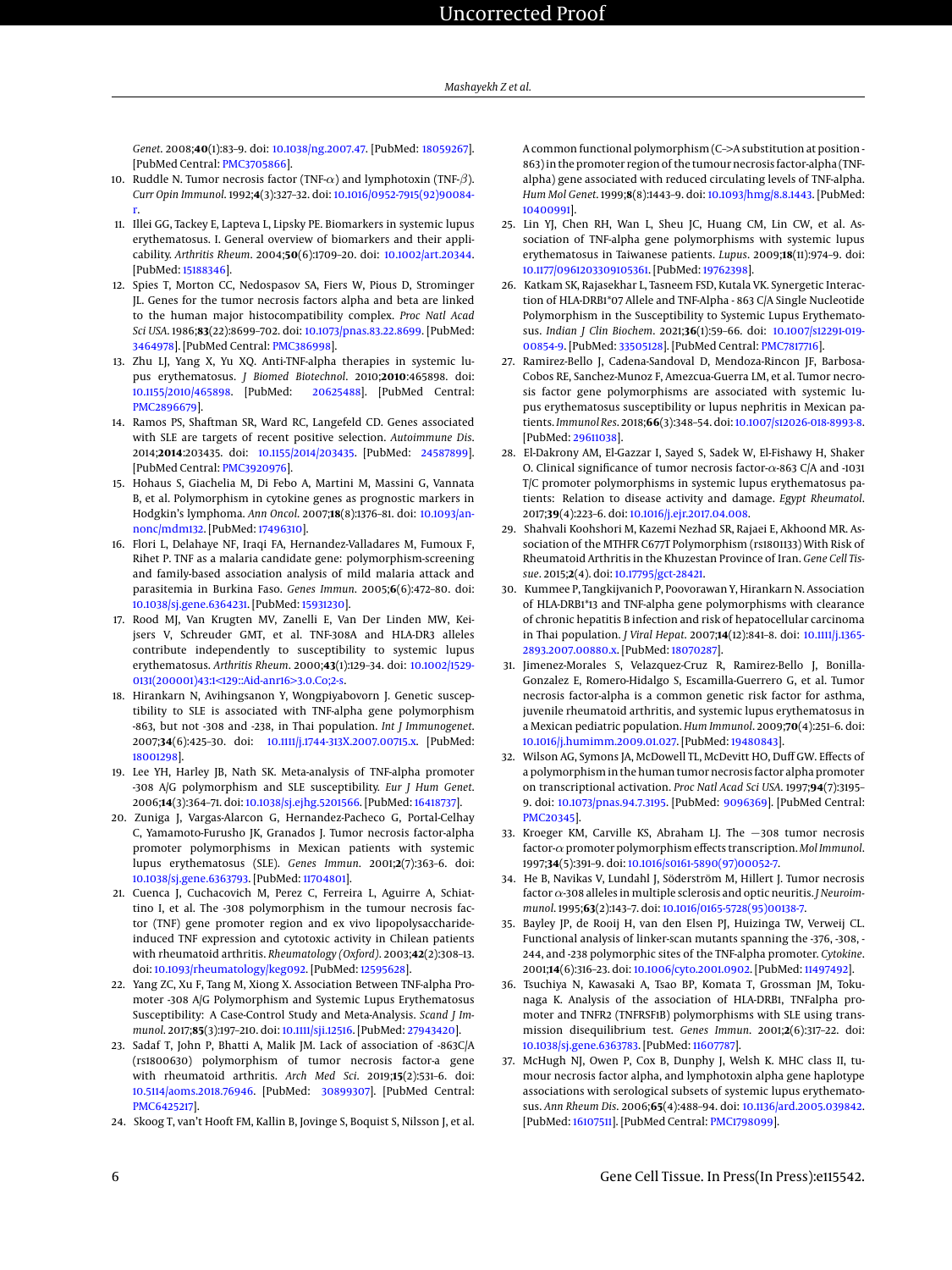*Genet*. 2008;**40**(1):83–9. doi: 10.1038/ng.2007.47. [PubMed: 18059267]. [PubMed Central: PMC3705866].

10. Ruddle N. Tumor necrosis factor (TNF-$\alpha$) and lymphotoxin (TNF-$\beta$). *Curr Opin Immunol*. 1992;**4**(3):327–32. doi: 10.1016/0952-7915(92)90084-r.
11. Illei GG, Tackey E, Lapteva L, Lipsky PE. Biomarkers in systemic lupus erythematosus. I. General overview of biomarkers and their applicability. *Arthritis Rheum*. 2004;**50**(6):1709–20. doi: 10.1002/art.20344. [PubMed: 15188346].
12. Spies T, Morton CC, Nedospasov SA, Fiers W, Pious D, Strominger JL. Genes for the tumor necrosis factors alpha and beta are linked to the human major histocompatibility complex. *Proc Natl Acad Sci USA*. 1986;**83**(22):8699–702. doi: 10.1073/pnas.83.22.8699. [PubMed: 3464978]. [PubMed Central: PMC386998].
13. Zhu LJ, Yang X, Yu XQ. Anti-TNF-alpha therapies in systemic lupus erythematosus. *J Biomed Biotechnol*. 2010;**2010**:465898. doi: 10.1155/2010/465898. [PubMed: 20625488]. [PubMed Central: PMC2896679].
14. Ramos PS, Shaftman SR, Ward RC, Langefeld CD. Genes associated with SLE are targets of recent positive selection. *Autoimmune Dis*. 2014;**2014**:203435. doi: 10.1155/2014/203435. [PubMed: 24587899]. [PubMed Central: PMC3920976].
15. Hohaus S, Giachelia M, Di Febo A, Martini M, Massini G, Vannata B, et al. Polymorphism in cytokine genes as prognostic markers in Hodgkin's lymphoma. *Ann Oncol*. 2007;**18**(8):1376–81. doi: 10.1093/annonc/mdm132. [PubMed: 17496310].
16. Flori L, Delahaye NF, Iraqi FA, Hernandez-Valladares M, Fumoux F, Rihet P. TNF as a malaria candidate gene: polymorphism-screening and family-based association analysis of mild malaria attack and parasitemia in Burkina Faso. *Genes Immun*. 2005;**6**(6):472–80. doi: 10.1038/sj.gene.6364231. [PubMed: 15931230].
17. Rood MJ, Van Krugten MV, Zanelli E, Van Der Linden MW, Keijsers V, Schreuder GMT, et al. TNF-308A and HLA-DR3 alleles contribute independently to susceptibility to systemic lupus erythematosus. *Arthritis Rheum*. 2000;**43**(1):129–34. doi: 10.1002/1529-0131(200001)43:1<129::Aid-anr16>3.0.Co;2-s.
18. Hirankarn N, Avihingsanon Y, Wongpiyabovorn J. Genetic susceptibility to SLE is associated with TNF-alpha gene polymorphism -863, but not -308 and -238, in Thai population. *Int J Immunogenet*. 2007;**34**(6):425–30. doi: 10.1111/j.1744-313X.2007.00715.x. [PubMed: 18001298].
19. Lee YH, Harley JB, Nath SK. Meta-analysis of TNF-alpha promoter -308 A/G polymorphism and SLE susceptibility. *Eur J Hum Genet*. 2006;**14**(3):364–71. doi: 10.1038/sj.ejhg.5201566. [PubMed: 16418737].
20. Zuniga J, Vargas-Alarcon G, Hernandez-Pacheco G, Portal-Celhay C, Yamamoto-Furusho JK, Granados J. Tumor necrosis factor-alpha promoter polymorphisms in Mexican patients with systemic lupus erythematosus (SLE). *Genes Immun*. 2001;**2**(7):363–6. doi: 10.1038/sj.gene.6363793. [PubMed: 11704801].
21. Cuenca J, Cuchacovich M, Perez C, Ferreira L, Aguirre A, Schiattino I, et al. The -308 polymorphism in the tumour necrosis factor (TNF) gene promoter region and ex vivo lipopolysaccharide-induced TNF expression and cytotoxic activity in Chilean patients with rheumatoid arthritis. *Rheumatology (Oxford)*. 2003;**42**(2):308–13. doi: 10.1093/rheumatology/keg092. [PubMed: 12595628].
22. Yang ZC, Xu F, Tang M, Xiong X. Association Between TNF-alpha Promoter -308 A/G Polymorphism and Systemic Lupus Erythematosus Susceptibility: A Case-Control Study and Meta-Analysis. *Scand J Immunol*. 2017;**85**(3):197–210. doi: 10.1111/sji.12516. [PubMed: 27943420].
23. Sadaf T, John P, Bhatti A, Malik JM. Lack of association of -863C/A (rs1800630) polymorphism of tumor necrosis factor-a gene with rheumatoid arthritis. *Arch Med Sci*. 2019;**15**(2):531–6. doi: 10.5114/aoms.2018.76946. [PubMed: 30899307]. [PubMed Central: PMC6425217].
24. Skoog T, van't Hooft FM, Kallin B, Jovinge S, Boquist S, Nilsson J, et al. A common functional polymorphism (C->A substitution at position -863) in the promoter region of the tumour necrosis factor-alpha (TNF-alpha) gene associated with reduced circulating levels of TNF-alpha. *Hum Mol Genet*. 1999;**8**(8):1443–9. doi: 10.1093/hmg/8.8.1443. [PubMed: 10400991].
25. Lin YJ, Chen RH, Wan L, Sheu JC, Huang CM, Lin CW, et al. Association of TNF-alpha gene polymorphisms with systemic lupus erythematosus in Taiwanese patients. *Lupus*. 2009;**18**(11):974–9. doi: 10.1177/0961203309105361. [PubMed: 19762398].
26. Katkam SK, Rajasekhar L, Tasneem FSD, Kutala VK. Synergetic Interaction of HLA-DRB1*07 Allele and TNF-Alpha - 863 C/A Single Nucleotide Polymorphism in the Susceptibility to Systemic Lupus Erythematosus. *Indian J Clin Biochem*. 2021;**36**(1):59–66. doi: 10.1007/s12291-019-00854-9. [PubMed: 33505128]. [PubMed Central: PMC7817716].
27. Ramirez-Bello J, Cadena-Sandoval D, Mendoza-Rincon JF, Barbosa-Cobos RE, Sanchez-Munoz F, Amezcua-Guerra LM, et al. Tumor necrosis factor gene polymorphisms are associated with systemic lupus erythematosus susceptibility or lupus nephritis in Mexican patients. *Immunol Res*. 2018;**66**(3):348–54. doi: 10.1007/s12026-018-8993-8. [PubMed: 29611038].
28. El-Dakrony AM, El-Gazzar I, Sayed S, Sadek W, El-Fishawy H, Shaker O. Clinical significance of tumor necrosis factor-$\alpha$-863 C/A and -1031 T/C promoter polymorphisms in systemic lupus erythematosus patients: Relation to disease activity and damage. *Egypt Rheumatol*. 2017;**39**(4):223–6. doi: 10.1016/j.ejr.2017.04.008.
29. Shahvali Koohshori M, Kazemi Nezhad SR, Rajaei E, Akhoond MR. Association of the MTHFR C677T Polymorphism (rs1801133) With Risk of Rheumatoid Arthritis in the Khuzestan Province of Iran. *Gene Cell Tissue*. 2015;**2**(4). doi: 10.17795/gct-28421.
30. Kummee P, Tangkijvanich P, Poovorawan Y, Hirankarn N. Association of HLA-DRB1*13 and TNF-alpha gene polymorphisms with clearance of chronic hepatitis B infection and risk of hepatocellular carcinoma in Thai population. *J Viral Hepat*. 2007;**14**(12):841–8. doi: 10.1111/j.1365-2893.2007.00880.x. [PubMed: 18070287].
31. Jimenez-Morales S, Velazquez-Cruz R, Ramirez-Bello J, Bonilla-Gonzalez E, Romero-Hidalgo S, Escamilla-Guerrero G, et al. Tumor necrosis factor-alpha is a common genetic risk factor for asthma, juvenile rheumatoid arthritis, and systemic lupus erythematosus in a Mexican pediatric population. *Hum Immunol*. 2009;**70**(4):251–6. doi: 10.1016/j.humimm.2009.01.027. [PubMed: 19480843].
32. Wilson AG, Symons JA, McDowell TL, McDevitt HO, Duff GW. Effects of a polymorphism in the human tumor necrosis factor alpha promoter on transcriptional activation. *Proc Natl Acad Sci USA*. 1997;**94**(7):3195–9. doi: 10.1073/pnas.94.7.3195. [PubMed: 9096369]. [PubMed Central: PMC20345].
33. Kroeger KM, Carville KS, Abraham LJ. The −308 tumor necrosis factor-$\alpha$ promoter polymorphism effects transcription. *Mol Immunol*. 1997;**34**(5):391–9. doi: 10.1016/s0161-5890(97)00052-7.
34. He B, Navikas V, Lundahl J, Söderström M, Hillert J. Tumor necrosis factor $\alpha$-308 alleles in multiple sclerosis and optic neuritis. *J Neuroimmunol*. 1995;**63**(2):143–7. doi: 10.1016/0165-5728(95)00138-7.
35. Bayley JP, de Rooij H, van den Elsen PJ, Huizinga TW, Verweij CL. Functional analysis of linker-scan mutants spanning the -376, -308, -244, and -238 polymorphic sites of the TNF-alpha promoter. *Cytokine*. 2001;**14**(6):316–23. doi: 10.1006/cyto.2001.0902. [PubMed: 11497492].
36. Tsuchiya N, Kawasaki A, Tsao BP, Komata T, Grossman JM, Tokunaga K. Analysis of the association of HLA-DRB1, TNFalpha promoter and TNFR2 (TNFRSF1B) polymorphisms with SLE using transmission disequilibrium test. *Genes Immun*. 2001;**2**(6):317–22. doi: 10.1038/sj.gene.6363783. [PubMed: 11607787].
37. McHugh NJ, Owen P, Cox B, Dunphy J, Welsh K. MHC class II, tumour necrosis factor alpha, and lymphotoxin alpha gene haplotype associations with serological subsets of systemic lupus erythematosus. *Ann Rheum Dis*. 2006;**65**(4):488–94. doi: 10.1136/ard.2005.039842. [PubMed: 16107511]. [PubMed Central: PMC1798099].